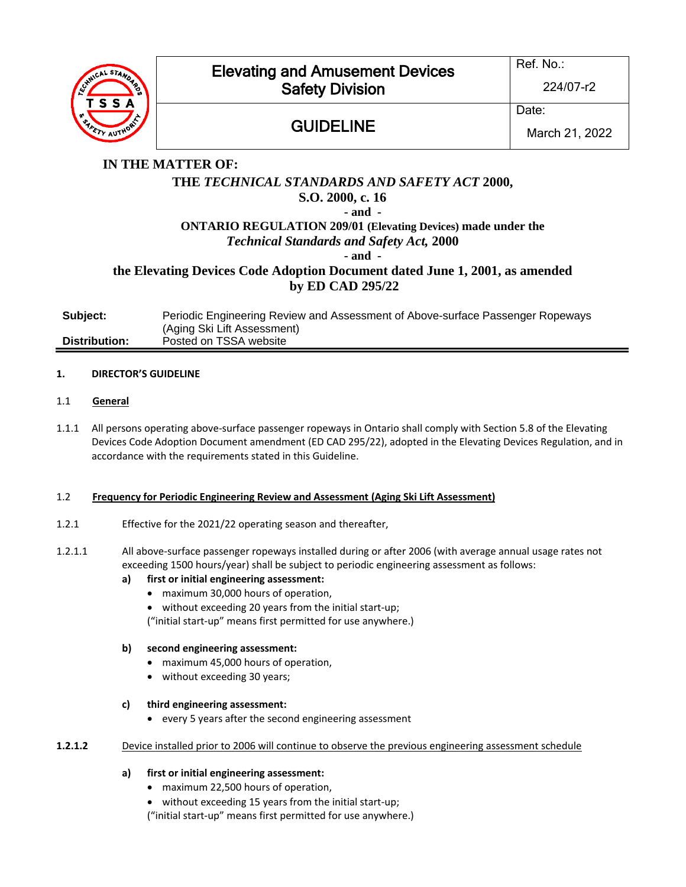| Elevating and Amusement Devices Safety Division | Ref. No.: 224/07-r2 |
|---|---|
| GUIDELINE | Date: March 21, 2022 |

**IN THE MATTER OF:**

**THE *TECHNICAL STANDARDS AND SAFETY ACT* 2000, S.O. 2000, c. 16**

**- and -**

**ONTARIO REGULATION 209/01 (Elevating Devices) made under the *Technical Standards and Safety Act,* 2000**

**- and -**

**the Elevating Devices Code Adoption Document dated June 1, 2001, as amended by ED CAD 295/22**

| | |
|---|---|
| **Subject:** | Periodic Engineering Review and Assessment of Above-surface Passenger Ropeways (Aging Ski Lift Assessment) |
| **Distribution:** | Posted on TSSA website |

## 1. DIRECTOR'S GUIDELINE

### 1.1 General

1.1.1 All persons operating above-surface passenger ropeways in Ontario shall comply with Section 5.8 of the Elevating Devices Code Adoption Document amendment (ED CAD 295/22), adopted in the Elevating Devices Regulation, and in accordance with the requirements stated in this Guideline.

### 1.2 Frequency for Periodic Engineering Review and Assessment (Aging Ski Lift Assessment)

1.2.1 Effective for the 2021/22 operating season and thereafter,

1.2.1.1 All above-surface passenger ropeways installed during or after 2006 (with average annual usage rates not exceeding 1500 hours/year) shall be subject to periodic engineering assessment as follows:

**a) first or initial engineering assessment:**
- maximum 30,000 hours of operation,
- without exceeding 20 years from the initial start-up;

("initial start-up" means first permitted for use anywhere.)

**b) second engineering assessment:**
- maximum 45,000 hours of operation,
- without exceeding 30 years;

**c) third engineering assessment:**
- every 5 years after the second engineering assessment

**1.2.1.2** Device installed prior to 2006 will continue to observe the previous engineering assessment schedule

**a) first or initial engineering assessment:**
- maximum 22,500 hours of operation,
- without exceeding 15 years from the initial start-up;

("initial start-up" means first permitted for use anywhere.)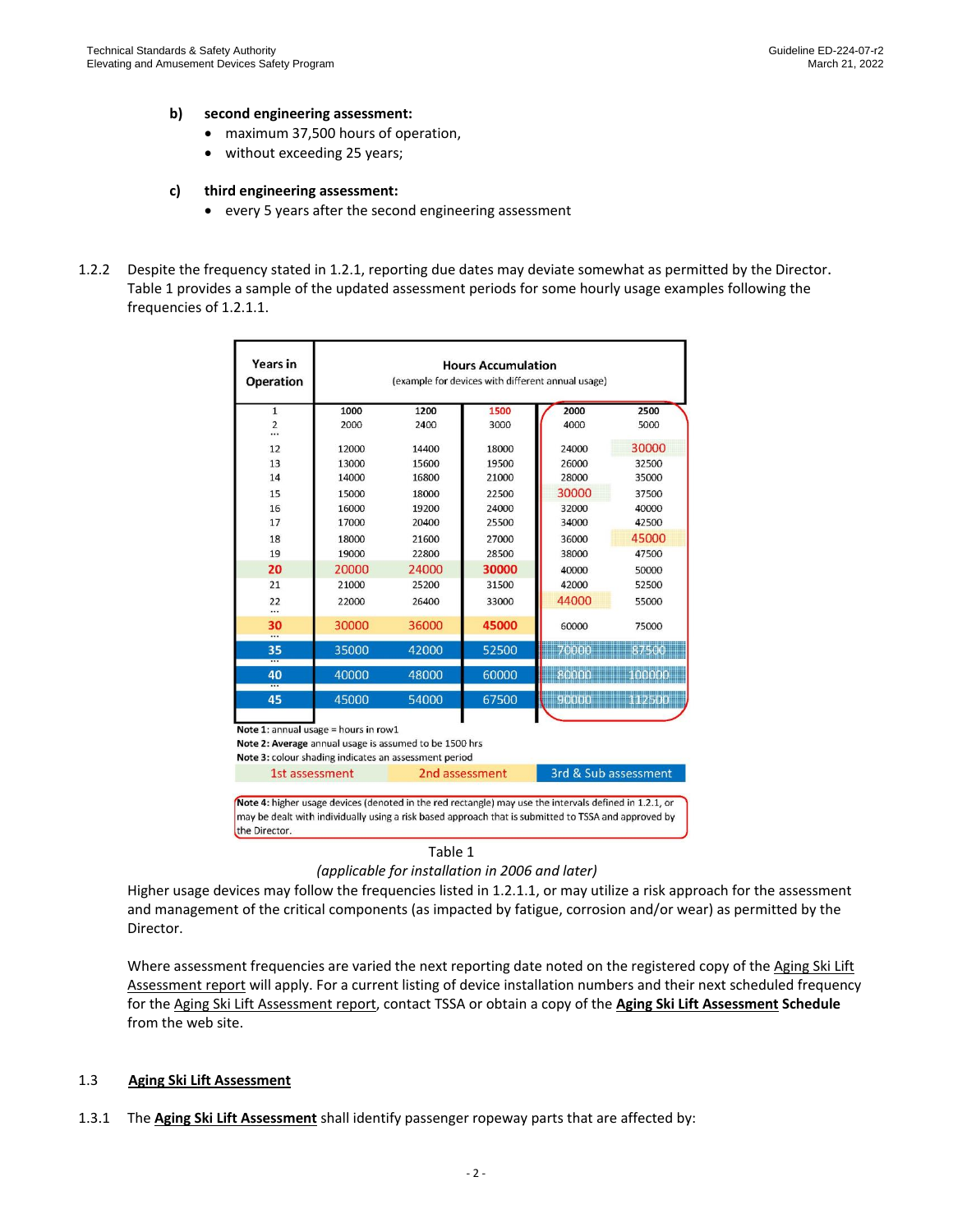**b) second engineering assessment:**

- maximum 37,500 hours of operation,
- without exceeding 25 years;

**c) third engineering assessment:**

- every 5 years after the second engineering assessment

1.2.2 Despite the frequency stated in 1.2.1, reporting due dates may deviate somewhat as permitted by the Director. Table 1 provides a sample of the updated assessment periods for some hourly usage examples following the frequencies of 1.2.1.1.

| Years in Operation | Hours Accumulation (example for devices with different annual usage) | | | | |
|---|---|---|---|---|---|
| 1 | 1000 | 1200 | 1500 | 2000 | 2500 |
| 2 | 2000 | 2400 | 3000 | 4000 | 5000 |
| ... | | | | | |
| 12 | 12000 | 14400 | 18000 | 24000 | 30000 |
| 13 | 13000 | 15600 | 19500 | 26000 | 32500 |
| 14 | 14000 | 16800 | 21000 | 28000 | 35000 |
| 15 | 15000 | 18000 | 22500 | 30000 | 37500 |
| 16 | 16000 | 19200 | 24000 | 32000 | 40000 |
| 17 | 17000 | 20400 | 25500 | 34000 | 42500 |
| 18 | 18000 | 21600 | 27000 | 36000 | 45000 |
| 19 | 19000 | 22800 | 28500 | 38000 | 47500 |
| 20 | 20000 | 24000 | 30000 | 40000 | 50000 |
| 21 | 21000 | 25200 | 31500 | 42000 | 52500 |
| 22 | 22000 | 26400 | 33000 | 44000 | 55000 |
| ... | | | | | |
| 30 | 30000 | 36000 | 45000 | 60000 | 75000 |
| ... | | | | | |
| 35 | 35000 | 42000 | 52500 | 70000 | 87500 |
| ... | | | | | |
| 40 | 40000 | 48000 | 60000 | 80000 | 100000 |
| ... | | | | | |
| 45 | 45000 | 54000 | 67500 | 90000 | 112500 |

**Note 1:** annual usage = hours in row1

**Note 2: Average** annual usage is assumed to be 1500 hrs

**Note 3:** colour shading indicates an assessment period

1st assessment | 2nd assessment | 3rd & Sub assessment

**Note 4:** higher usage devices (denoted in the red rectangle) may use the intervals defined in 1.2.1, or may be dealt with individually using a risk based approach that is submitted to TSSA and approved by the Director.

Table 1

*(applicable for installation in 2006 and later)*

Higher usage devices may follow the frequencies listed in 1.2.1.1, or may utilize a risk approach for the assessment and management of the critical components (as impacted by fatigue, corrosion and/or wear) as permitted by the Director.

Where assessment frequencies are varied the next reporting date noted on the registered copy of the Aging Ski Lift Assessment report will apply. For a current listing of device installation numbers and their next scheduled frequency for the Aging Ski Lift Assessment report, contact TSSA or obtain a copy of the **Aging Ski Lift Assessment Schedule** from the web site.

## 1.3 Aging Ski Lift Assessment

1.3.1 The **Aging Ski Lift Assessment** shall identify passenger ropeway parts that are affected by: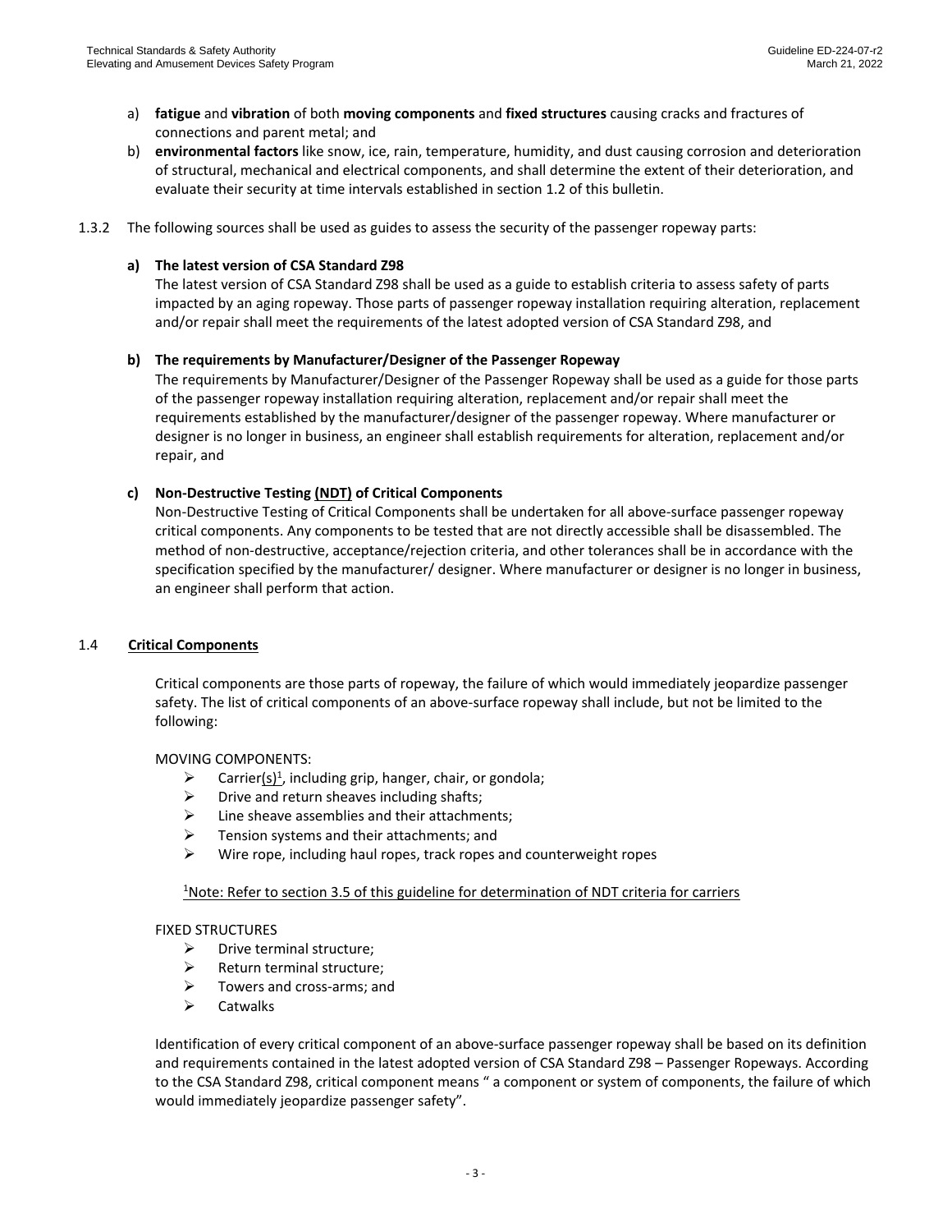a) **fatigue** and **vibration** of both **moving components** and **fixed structures** causing cracks and fractures of connections and parent metal; and
b) **environmental factors** like snow, ice, rain, temperature, humidity, and dust causing corrosion and deterioration of structural, mechanical and electrical components, and shall determine the extent of their deterioration, and evaluate their security at time intervals established in section 1.2 of this bulletin.

1.3.2 The following sources shall be used as guides to assess the security of the passenger ropeway parts:

**a) The latest version of CSA Standard Z98**

The latest version of CSA Standard Z98 shall be used as a guide to establish criteria to assess safety of parts impacted by an aging ropeway. Those parts of passenger ropeway installation requiring alteration, replacement and/or repair shall meet the requirements of the latest adopted version of CSA Standard Z98, and

**b) The requirements by Manufacturer/Designer of the Passenger Ropeway**

The requirements by Manufacturer/Designer of the Passenger Ropeway shall be used as a guide for those parts of the passenger ropeway installation requiring alteration, replacement and/or repair shall meet the requirements established by the manufacturer/designer of the passenger ropeway. Where manufacturer or designer is no longer in business, an engineer shall establish requirements for alteration, replacement and/or repair, and

**c) Non-Destructive Testing (NDT) of Critical Components**

Non-Destructive Testing of Critical Components shall be undertaken for all above-surface passenger ropeway critical components. Any components to be tested that are not directly accessible shall be disassembled. The method of non-destructive, acceptance/rejection criteria, and other tolerances shall be in accordance with the specification specified by the manufacturer/ designer. Where manufacturer or designer is no longer in business, an engineer shall perform that action.

## 1.4 Critical Components

Critical components are those parts of ropeway, the failure of which would immediately jeopardize passenger safety. The list of critical components of an above-surface ropeway shall include, but not be limited to the following:

MOVING COMPONENTS:

- Carrier(s)[1], including grip, hanger, chair, or gondola;
- Drive and return sheaves including shafts;
- Line sheave assemblies and their attachments;
- Tension systems and their attachments; and
- Wire rope, including haul ropes, track ropes and counterweight ropes

[1]Note: Refer to section 3.5 of this guideline for determination of NDT criteria for carriers

FIXED STRUCTURES

- Drive terminal structure;
- Return terminal structure;
- Towers and cross-arms; and
- Catwalks

Identification of every critical component of an above-surface passenger ropeway shall be based on its definition and requirements contained in the latest adopted version of CSA Standard Z98 – Passenger Ropeways. According to the CSA Standard Z98, critical component means " a component or system of components, the failure of which would immediately jeopardize passenger safety".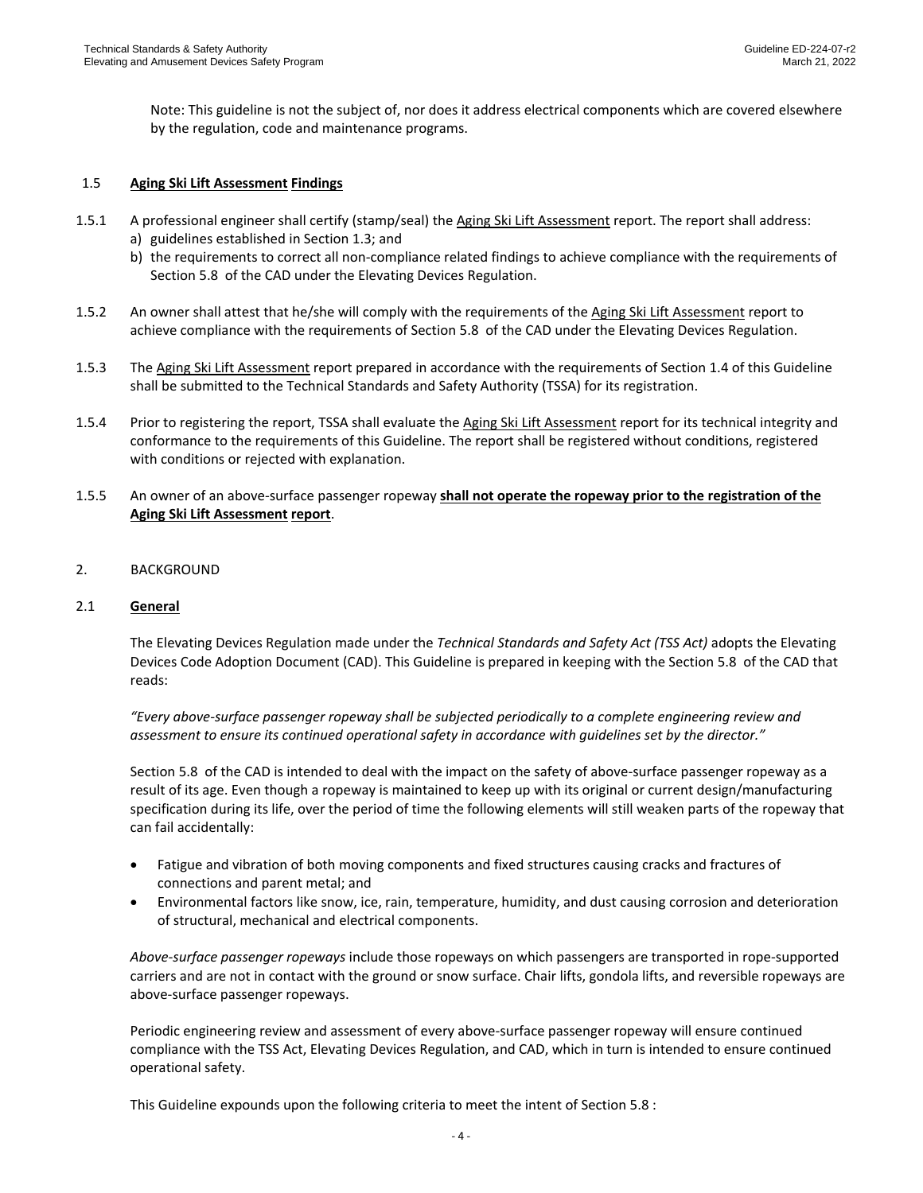Note: This guideline is not the subject of, nor does it address electrical components which are covered elsewhere by the regulation, code and maintenance programs.

### 1.5 **Aging Ski Lift Assessment Findings**

1.5.1 A professional engineer shall certify (stamp/seal) the Aging Ski Lift Assessment report. The report shall address:

a) guidelines established in Section 1.3; and
b) the requirements to correct all non-compliance related findings to achieve compliance with the requirements of Section 5.8 of the CAD under the Elevating Devices Regulation.

1.5.2 An owner shall attest that he/she will comply with the requirements of the Aging Ski Lift Assessment report to achieve compliance with the requirements of Section 5.8 of the CAD under the Elevating Devices Regulation.

1.5.3 The Aging Ski Lift Assessment report prepared in accordance with the requirements of Section 1.4 of this Guideline shall be submitted to the Technical Standards and Safety Authority (TSSA) for its registration.

1.5.4 Prior to registering the report, TSSA shall evaluate the Aging Ski Lift Assessment report for its technical integrity and conformance to the requirements of this Guideline. The report shall be registered without conditions, registered with conditions or rejected with explanation.

1.5.5 An owner of an above-surface passenger ropeway **shall not operate the ropeway prior to the registration of the Aging Ski Lift Assessment report**.

## 2. BACKGROUND

### 2.1 **General**

The Elevating Devices Regulation made under the *Technical Standards and Safety Act (TSS Act)* adopts the Elevating Devices Code Adoption Document (CAD). This Guideline is prepared in keeping with the Section 5.8 of the CAD that reads:

*"Every above-surface passenger ropeway shall be subjected periodically to a complete engineering review and assessment to ensure its continued operational safety in accordance with guidelines set by the director."*

Section 5.8 of the CAD is intended to deal with the impact on the safety of above-surface passenger ropeway as a result of its age. Even though a ropeway is maintained to keep up with its original or current design/manufacturing specification during its life, over the period of time the following elements will still weaken parts of the ropeway that can fail accidentally:

- Fatigue and vibration of both moving components and fixed structures causing cracks and fractures of connections and parent metal; and
- Environmental factors like snow, ice, rain, temperature, humidity, and dust causing corrosion and deterioration of structural, mechanical and electrical components.

*Above-surface passenger ropeways* include those ropeways on which passengers are transported in rope-supported carriers and are not in contact with the ground or snow surface. Chair lifts, gondola lifts, and reversible ropeways are above-surface passenger ropeways.

Periodic engineering review and assessment of every above-surface passenger ropeway will ensure continued compliance with the TSS Act, Elevating Devices Regulation, and CAD, which in turn is intended to ensure continued operational safety.

This Guideline expounds upon the following criteria to meet the intent of Section 5.8 :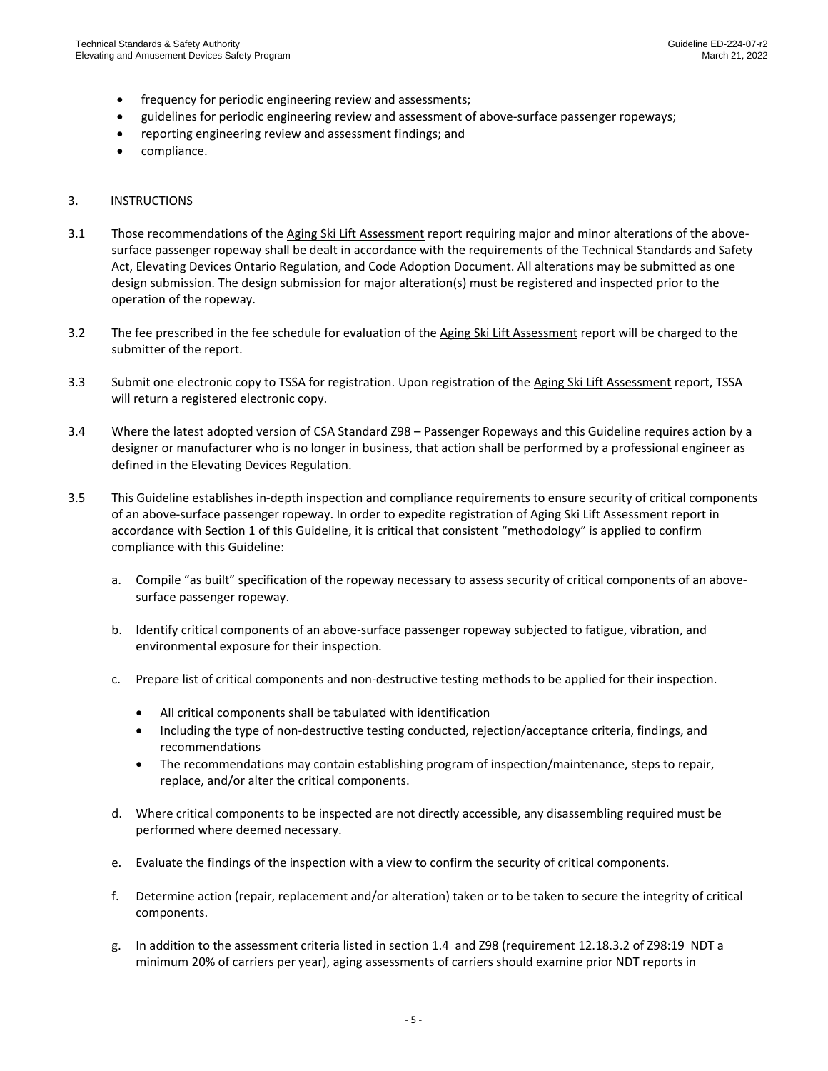- frequency for periodic engineering review and assessments;
- guidelines for periodic engineering review and assessment of above-surface passenger ropeways;
- reporting engineering review and assessment findings; and
- compliance.

## 3. INSTRUCTIONS

3.1 Those recommendations of the Aging Ski Lift Assessment report requiring major and minor alterations of the above-surface passenger ropeway shall be dealt in accordance with the requirements of the Technical Standards and Safety Act, Elevating Devices Ontario Regulation, and Code Adoption Document. All alterations may be submitted as one design submission. The design submission for major alteration(s) must be registered and inspected prior to the operation of the ropeway.

3.2 The fee prescribed in the fee schedule for evaluation of the Aging Ski Lift Assessment report will be charged to the submitter of the report.

3.3 Submit one electronic copy to TSSA for registration. Upon registration of the Aging Ski Lift Assessment report, TSSA will return a registered electronic copy.

3.4 Where the latest adopted version of CSA Standard Z98 – Passenger Ropeways and this Guideline requires action by a designer or manufacturer who is no longer in business, that action shall be performed by a professional engineer as defined in the Elevating Devices Regulation.

3.5 This Guideline establishes in-depth inspection and compliance requirements to ensure security of critical components of an above-surface passenger ropeway. In order to expedite registration of Aging Ski Lift Assessment report in accordance with Section 1 of this Guideline, it is critical that consistent "methodology" is applied to confirm compliance with this Guideline:

a. Compile "as built" specification of the ropeway necessary to assess security of critical components of an above-surface passenger ropeway.

b. Identify critical components of an above-surface passenger ropeway subjected to fatigue, vibration, and environmental exposure for their inspection.

c. Prepare list of critical components and non-destructive testing methods to be applied for their inspection.

   - All critical components shall be tabulated with identification
   - Including the type of non-destructive testing conducted, rejection/acceptance criteria, findings, and recommendations
   - The recommendations may contain establishing program of inspection/maintenance, steps to repair, replace, and/or alter the critical components.

d. Where critical components to be inspected are not directly accessible, any disassembling required must be performed where deemed necessary.

e. Evaluate the findings of the inspection with a view to confirm the security of critical components.

f. Determine action (repair, replacement and/or alteration) taken or to be taken to secure the integrity of critical components.

g. In addition to the assessment criteria listed in section 1.4 and Z98 (requirement 12.18.3.2 of Z98:19 NDT a minimum 20% of carriers per year), aging assessments of carriers should examine prior NDT reports in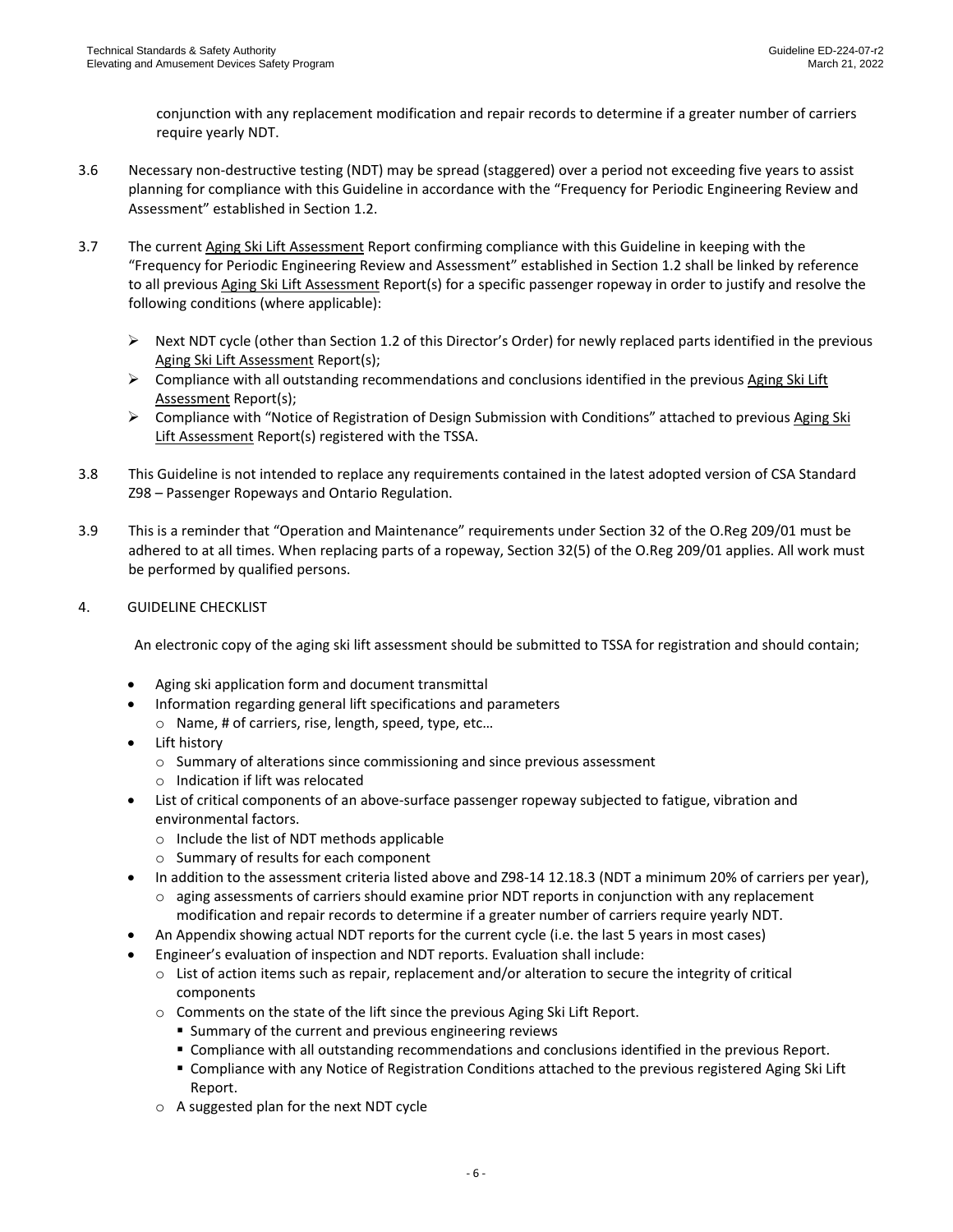conjunction with any replacement modification and repair records to determine if a greater number of carriers require yearly NDT.

3.6 Necessary non-destructive testing (NDT) may be spread (staggered) over a period not exceeding five years to assist planning for compliance with this Guideline in accordance with the "Frequency for Periodic Engineering Review and Assessment" established in Section 1.2.

3.7 The current Aging Ski Lift Assessment Report confirming compliance with this Guideline in keeping with the "Frequency for Periodic Engineering Review and Assessment" established in Section 1.2 shall be linked by reference to all previous Aging Ski Lift Assessment Report(s) for a specific passenger ropeway in order to justify and resolve the following conditions (where applicable):

- Next NDT cycle (other than Section 1.2 of this Director's Order) for newly replaced parts identified in the previous Aging Ski Lift Assessment Report(s);
- Compliance with all outstanding recommendations and conclusions identified in the previous Aging Ski Lift Assessment Report(s);
- Compliance with "Notice of Registration of Design Submission with Conditions" attached to previous Aging Ski Lift Assessment Report(s) registered with the TSSA.

3.8 This Guideline is not intended to replace any requirements contained in the latest adopted version of CSA Standard Z98 – Passenger Ropeways and Ontario Regulation.

3.9 This is a reminder that "Operation and Maintenance" requirements under Section 32 of the O.Reg 209/01 must be adhered to at all times. When replacing parts of a ropeway, Section 32(5) of the O.Reg 209/01 applies. All work must be performed by qualified persons.

## 4. GUIDELINE CHECKLIST

An electronic copy of the aging ski lift assessment should be submitted to TSSA for registration and should contain;

- Aging ski application form and document transmittal
- Information regarding general lift specifications and parameters
  - Name, # of carriers, rise, length, speed, type, etc…
- Lift history
  - Summary of alterations since commissioning and since previous assessment
  - Indication if lift was relocated
- List of critical components of an above-surface passenger ropeway subjected to fatigue, vibration and environmental factors.
  - Include the list of NDT methods applicable
  - Summary of results for each component
- In addition to the assessment criteria listed above and Z98-14 12.18.3 (NDT a minimum 20% of carriers per year),
  - aging assessments of carriers should examine prior NDT reports in conjunction with any replacement modification and repair records to determine if a greater number of carriers require yearly NDT.
- An Appendix showing actual NDT reports for the current cycle (i.e. the last 5 years in most cases)
- Engineer's evaluation of inspection and NDT reports. Evaluation shall include:
  - List of action items such as repair, replacement and/or alteration to secure the integrity of critical components
  - Comments on the state of the lift since the previous Aging Ski Lift Report.
    - Summary of the current and previous engineering reviews
    - Compliance with all outstanding recommendations and conclusions identified in the previous Report.
    - Compliance with any Notice of Registration Conditions attached to the previous registered Aging Ski Lift Report.
  - A suggested plan for the next NDT cycle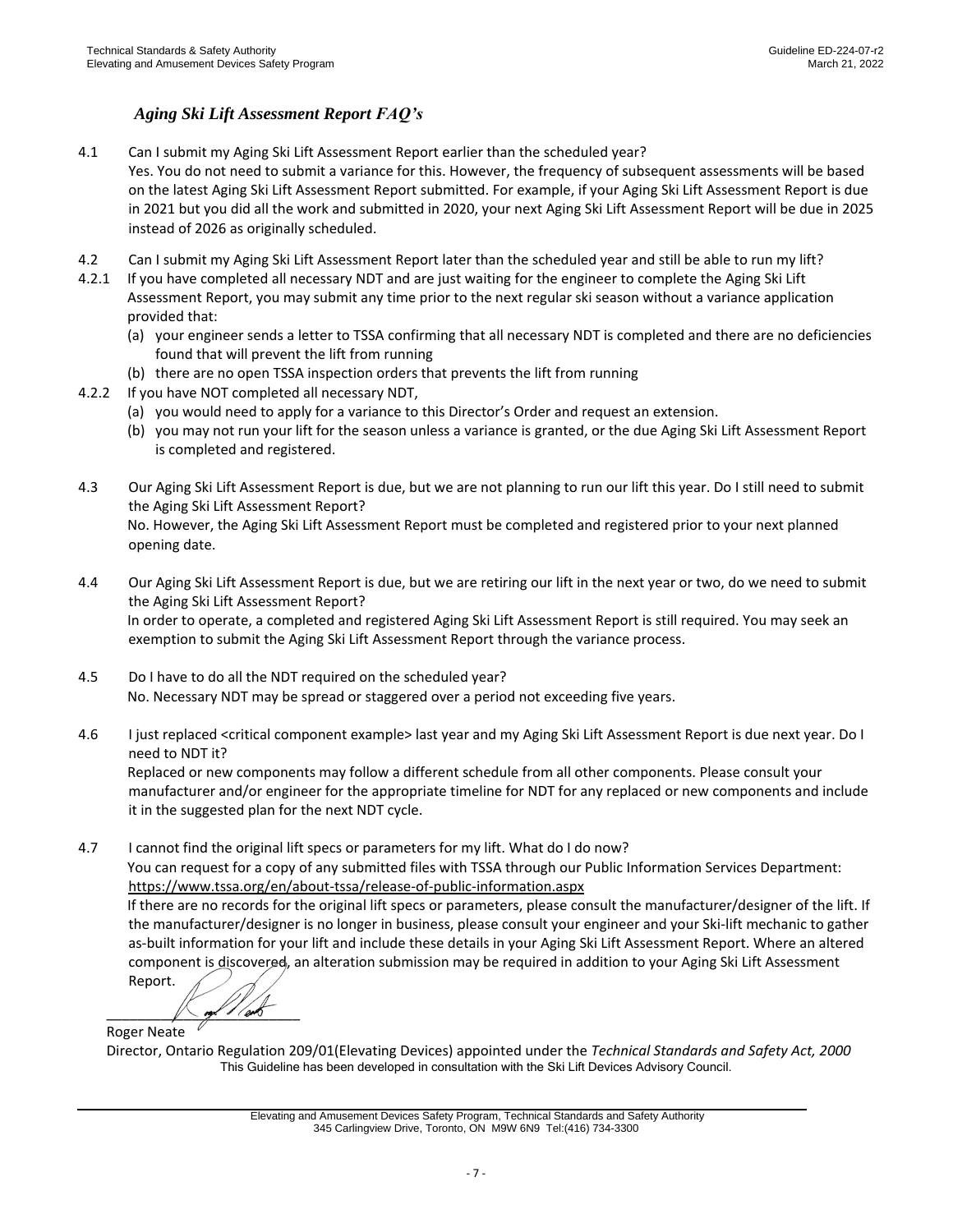## *Aging Ski Lift Assessment Report FAQ's*

4.1 Can I submit my Aging Ski Lift Assessment Report earlier than the scheduled year?
Yes. You do not need to submit a variance for this. However, the frequency of subsequent assessments will be based on the latest Aging Ski Lift Assessment Report submitted. For example, if your Aging Ski Lift Assessment Report is due in 2021 but you did all the work and submitted in 2020, your next Aging Ski Lift Assessment Report will be due in 2025 instead of 2026 as originally scheduled.

4.2 Can I submit my Aging Ski Lift Assessment Report later than the scheduled year and still be able to run my lift?

4.2.1 If you have completed all necessary NDT and are just waiting for the engineer to complete the Aging Ski Lift Assessment Report, you may submit any time prior to the next regular ski season without a variance application provided that:

- (a) your engineer sends a letter to TSSA confirming that all necessary NDT is completed and there are no deficiencies found that will prevent the lift from running
- (b) there are no open TSSA inspection orders that prevents the lift from running

4.2.2 If you have NOT completed all necessary NDT,

- (a) you would need to apply for a variance to this Director's Order and request an extension.
- (b) you may not run your lift for the season unless a variance is granted, or the due Aging Ski Lift Assessment Report is completed and registered.

4.3 Our Aging Ski Lift Assessment Report is due, but we are not planning to run our lift this year. Do I still need to submit the Aging Ski Lift Assessment Report?
No. However, the Aging Ski Lift Assessment Report must be completed and registered prior to your next planned opening date.

4.4 Our Aging Ski Lift Assessment Report is due, but we are retiring our lift in the next year or two, do we need to submit the Aging Ski Lift Assessment Report?
In order to operate, a completed and registered Aging Ski Lift Assessment Report is still required. You may seek an exemption to submit the Aging Ski Lift Assessment Report through the variance process.

4.5 Do I have to do all the NDT required on the scheduled year?
No. Necessary NDT may be spread or staggered over a period not exceeding five years.

4.6 I just replaced <critical component example> last year and my Aging Ski Lift Assessment Report is due next year. Do I need to NDT it?
Replaced or new components may follow a different schedule from all other components. Please consult your manufacturer and/or engineer for the appropriate timeline for NDT for any replaced or new components and include it in the suggested plan for the next NDT cycle.

4.7 I cannot find the original lift specs or parameters for my lift. What do I do now?
You can request for a copy of any submitted files with TSSA through our Public Information Services Department: https://www.tssa.org/en/about-tssa/release-of-public-information.aspx
If there are no records for the original lift specs or parameters, please consult the manufacturer/designer of the lift. If the manufacturer/designer is no longer in business, please consult your engineer and your Ski-lift mechanic to gather as-built information for your lift and include these details in your Aging Ski Lift Assessment Report. Where an altered component is discovered, an alteration submission may be required in addition to your Aging Ski Lift Assessment Report.

Roger Neate
Director, Ontario Regulation 209/01(Elevating Devices) appointed under the *Technical Standards and Safety Act, 2000*
This Guideline has been developed in consultation with the Ski Lift Devices Advisory Council.